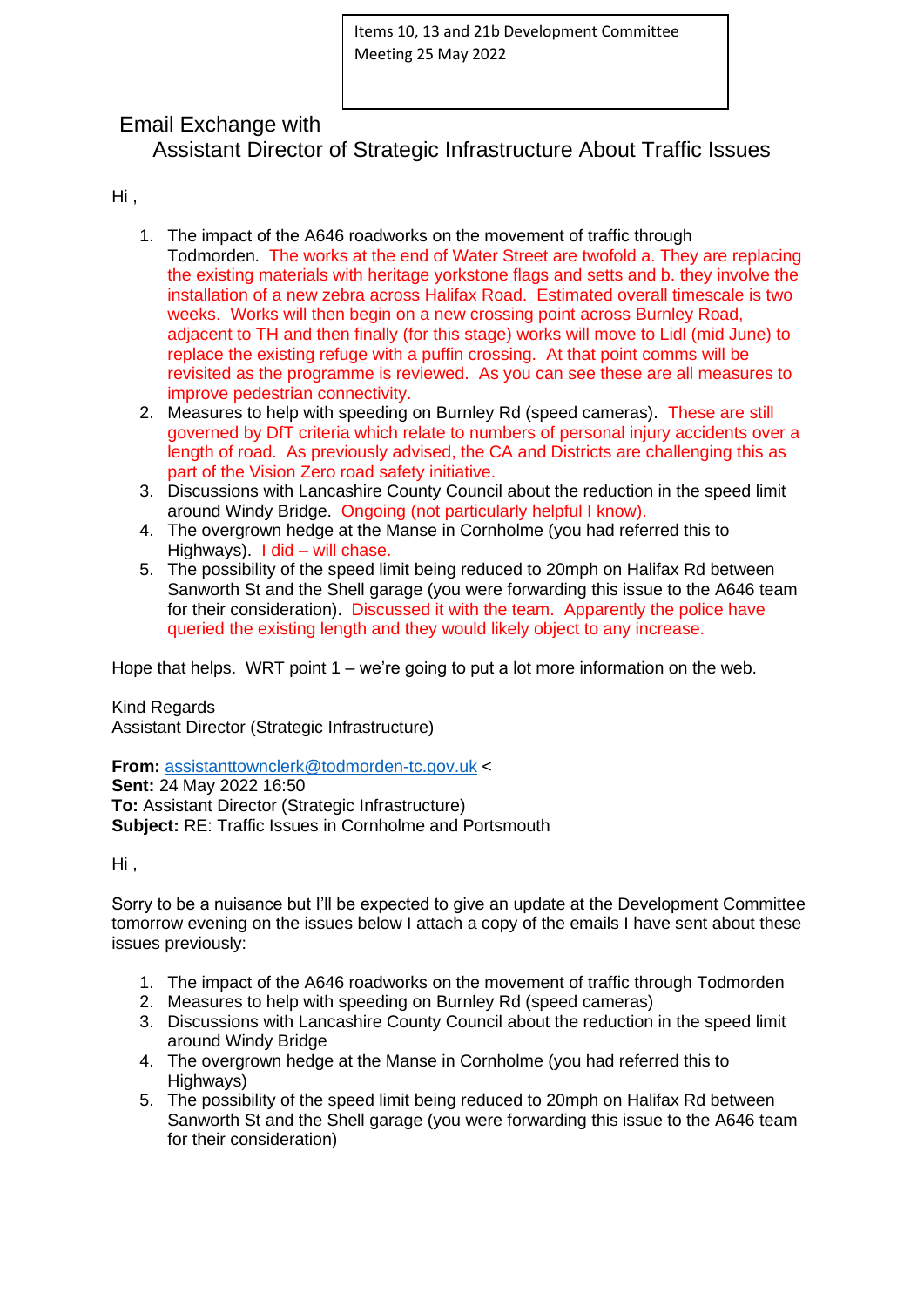Items 10, 13 and 21b Development Committee Meeting 25 May 2022

# Email Exchange with Assistant Director of Strategic Infrastructure About Traffic Issues

Hi ,

1. The impact of the A646 roadworks on the movement of traffic through Todmorden. The works at the end of Water Street are twofold a. They are replacing the existing materials with heritage yorkstone flags and setts and b. they involve the installation of a new zebra across Halifax Road. Estimated overall timescale is two weeks. Works will then begin on a new crossing point across Burnley Road, adjacent to TH and then finally (for this stage) works will move to Lidl (mid June) to replace the existing refuge with a puffin crossing. At that point comms will be revisited as the programme is reviewed. As you can see these are all measures to improve pedestrian connectivity.
2. Measures to help with speeding on Burnley Rd (speed cameras). These are still governed by DfT criteria which relate to numbers of personal injury accidents over a length of road. As previously advised, the CA and Districts are challenging this as part of the Vision Zero road safety initiative.
3. Discussions with Lancashire County Council about the reduction in the speed limit around Windy Bridge. Ongoing (not particularly helpful I know).
4. The overgrown hedge at the Manse in Cornholme (you had referred this to Highways). I did – will chase.
5. The possibility of the speed limit being reduced to 20mph on Halifax Rd between Sanworth St and the Shell garage (you were forwarding this issue to the A646 team for their consideration). Discussed it with the team. Apparently the police have queried the existing length and they would likely object to any increase.

Hope that helps. WRT point 1 – we're going to put a lot more information on the web.

Kind Regards
Assistant Director (Strategic Infrastructure)

**From:** assistanttownclerk@todmorden-tc.gov.uk <
**Sent:** 24 May 2022 16:50
**To:** Assistant Director (Strategic Infrastructure)
**Subject:** RE: Traffic Issues in Cornholme and Portsmouth

Hi ,

Sorry to be a nuisance but I'll be expected to give an update at the Development Committee tomorrow evening on the issues below I attach a copy of the emails I have sent about these issues previously:

1. The impact of the A646 roadworks on the movement of traffic through Todmorden
2. Measures to help with speeding on Burnley Rd (speed cameras)
3. Discussions with Lancashire County Council about the reduction in the speed limit around Windy Bridge
4. The overgrown hedge at the Manse in Cornholme (you had referred this to Highways)
5. The possibility of the speed limit being reduced to 20mph on Halifax Rd between Sanworth St and the Shell garage (you were forwarding this issue to the A646 team for their consideration)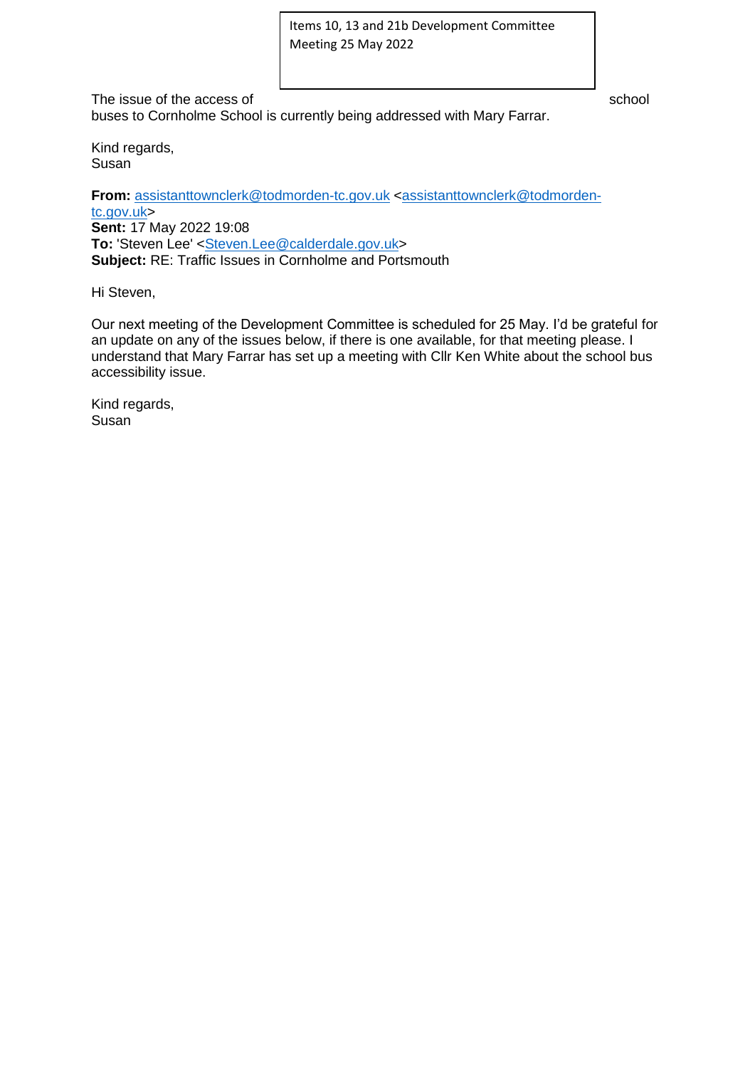Items 10, 13 and 21b Development Committee Meeting 25 May 2022

The issue of the access of school buses to Cornholme School is currently being addressed with Mary Farrar.

Kind regards,
Susan

**From:** assistanttownclerk@todmorden-tc.gov.uk <assistanttownclerk@todmorden-tc.gov.uk>
**Sent:** 17 May 2022 19:08
**To:** 'Steven Lee' <Steven.Lee@calderdale.gov.uk>
**Subject:** RE: Traffic Issues in Cornholme and Portsmouth

Hi Steven,

Our next meeting of the Development Committee is scheduled for 25 May. I'd be grateful for an update on any of the issues below, if there is one available, for that meeting please. I understand that Mary Farrar has set up a meeting with Cllr Ken White about the school bus accessibility issue.

Kind regards,
Susan